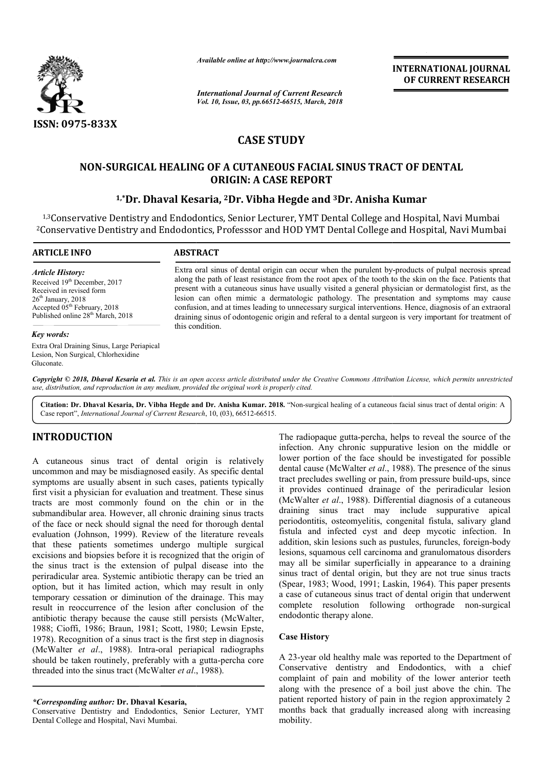*Available online at http://www.journalcra.com*

*International Journal of Current Research*
*Vol. 10, Issue, 03, pp.66512-66515, March, 2018*

**INTERNATIONAL JOURNAL OF CURRENT RESEARCH**

**ISSN: 0975-833X**

# CASE STUDY

# NON-SURGICAL HEALING OF A CUTANEOUS FACIAL SINUS TRACT OF DENTAL ORIGIN: A CASE REPORT

**[1,*]Dr. Dhaval Kesaria, [2]Dr. Vibha Hegde and [3]Dr. Anisha Kumar**

[1,3]Conservative Dentistry and Endodontics, Senior Lecturer, YMT Dental College and Hospital, Navi Mumbai
[2]Conservative Dentistry and Endodontics, Professsor and HOD YMT Dental College and Hospital, Navi Mumbai

**ARTICLE INFO**

*Article History:*
Received 19th December, 2017
Received in revised form
26th January, 2018
Accepted 05th February, 2018
Published online 28th March, 2018

*Key words:*
Extra Oral Draining Sinus, Large Periapical Lesion, Non Surgical, Chlorhexidine Gluconate.

**ABSTRACT**

Extra oral sinus of dental origin can occur when the purulent by-products of pulpal necrosis spread along the path of least resistance from the root apex of the tooth to the skin on the face. Patients that present with a cutaneous sinus have usually visited a general physician or dermatologist first, as the lesion can often mimic a dermatologic pathology. The presentation and symptoms may cause confusion, and at times leading to unnecessary surgical interventions. Hence, diagnosis of an extraoral draining sinus of odontogenic origin and referal to a dental surgeon is very important for treatment of this condition.

*Copyright © 2018, Dhaval Kesaria et al. This is an open access article distributed under the Creative Commons Attribution License, which permits unrestricted use, distribution, and reproduction in any medium, provided the original work is properly cited.*

**Citation: Dr. Dhaval Kesaria, Dr. Vibha Hegde and Dr. Anisha Kumar. 2018.** "Non-surgical healing of a cutaneous facial sinus tract of dental origin: A Case report", *International Journal of Current Research*, 10, (03), 66512-66515.

## INTRODUCTION

A cutaneous sinus tract of dental origin is relatively uncommon and may be misdiagnosed easily. As specific dental symptoms are usually absent in such cases, patients typically first visit a physician for evaluation and treatment. These sinus tracts are most commonly found on the chin or in the submandibular area. However, all chronic draining sinus tracts of the face or neck should signal the need for thorough dental evaluation (Johnson, 1999). Review of the literature reveals that these patients sometimes undergo multiple surgical excisions and biopsies before it is recognized that the origin of the sinus tract is the extension of pulpal disease into the periradicular area. Systemic antibiotic therapy can be tried an option, but it has limited action, which may result in only temporary cessation or diminution of the drainage. This may result in reoccurrence of the lesion after conclusion of the antibiotic therapy because the cause still persists (McWalter, 1988; Cioffi, 1986; Braun, 1981; Scott, 1980; Lewsin Epste, 1978). Recognition of a sinus tract is the first step in diagnosis (McWalter *et al*., 1988). Intra-oral periapical radiographs should be taken routinely, preferably with a gutta-percha core threaded into the sinus tract (McWalter *et al*., 1988). The radiopaque gutta-percha, helps to reveal the source of the infection. Any chronic suppurative lesion on the middle or lower portion of the face should be investigated for possible dental cause (McWalter *et al*., 1988). The presence of the sinus tract precludes swelling or pain, from pressure build-ups, since it provides continued drainage of the periradicular lesion (McWalter *et al*., 1988). Differential diagnosis of a cutaneous draining sinus tract may include suppurative apical periodontitis, osteomyelitis, congenital fistula, salivary gland fistula and infected cyst and deep mycotic infection. In addition, skin lesions such as pustules, furuncles, foreign-body lesions, squamous cell carcinoma and granulomatous disorders may all be similar superficially in appearance to a draining sinus tract of dental origin, but they are not true sinus tracts (Spear, 1983; Wood, 1991; Laskin, 1964). This paper presents a case of cutaneous sinus tract of dental origin that underwent complete resolution following orthograde non-surgical endodontic therapy alone.

### Case History

A 23-year old healthy male was reported to the Department of Conservative dentistry and Endodontics, with a chief complaint of pain and mobility of the lower anterior teeth along with the presence of a boil just above the chin. The patient reported history of pain in the region approximately 2 months back that gradually increased along with increasing mobility.

*\*Corresponding author:* **Dr. Dhaval Kesaria,**
Conservative Dentistry and Endodontics, Senior Lecturer, YMT Dental College and Hospital, Navi Mumbai.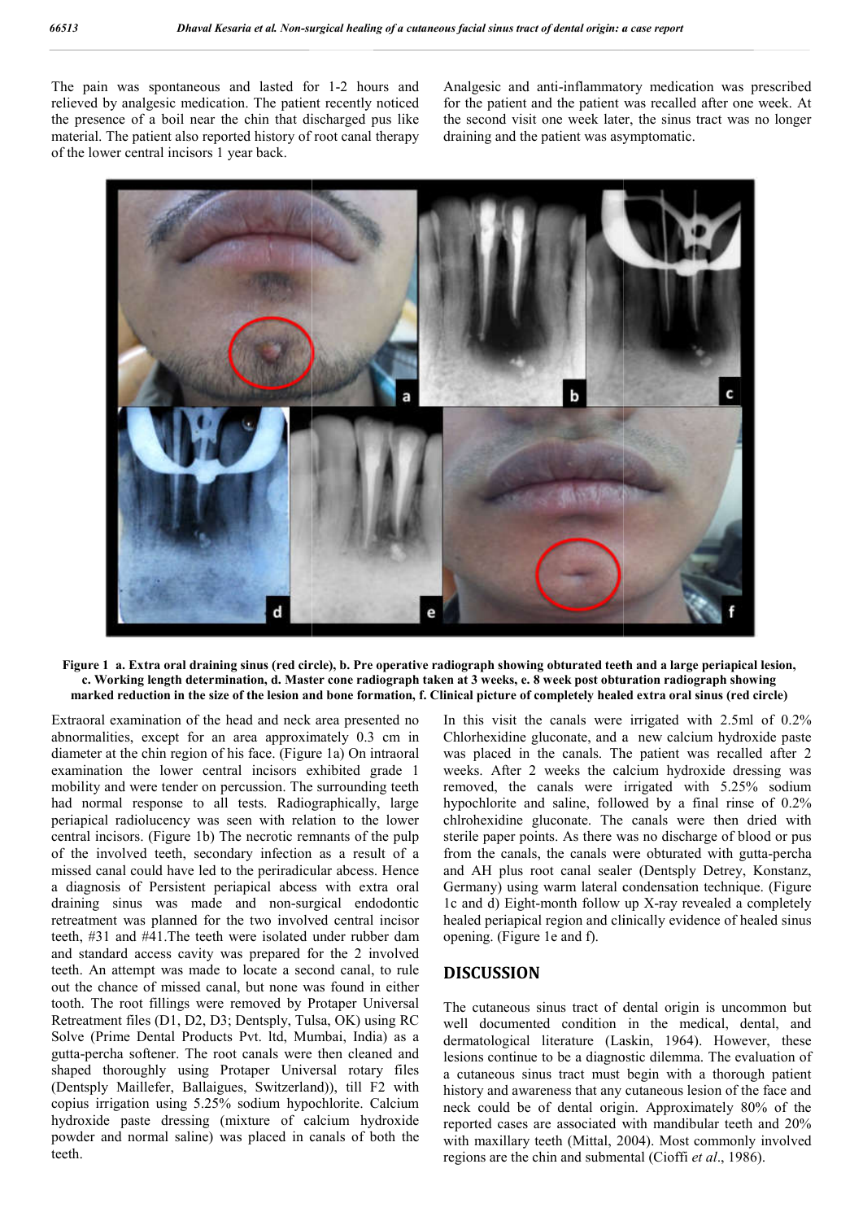The pain was spontaneous and lasted for 1-2 hours and relieved by analgesic medication. The patient recently noticed the presence of a boil near the chin that discharged pus like material. The patient also reported history of root canal therapy of the lower central incisors 1 year back.

Analgesic and anti-inflammatory medication was prescribed for the patient and the patient was recalled after one week. At the second visit one week later, the sinus tract was no longer draining and the patient was asymptomatic.

**Figure 1 a. Extra oral draining sinus (red circle), b. Pre operative radiograph showing obturated teeth and a large periapical lesion, c. Working length determination, d. Master cone radiograph taken at 3 weeks, e. 8 week post obturation radiograph showing marked reduction in the size of the lesion and bone formation, f. Clinical picture of completely healed extra oral sinus (red circle)**

Extraoral examination of the head and neck area presented no abnormalities, except for an area approximately 0.3 cm in diameter at the chin region of his face. (Figure 1a) On intraoral examination the lower central incisors exhibited grade 1 mobility and were tender on percussion. The surrounding teeth had normal response to all tests. Radiographically, large periapical radiolucency was seen with relation to the lower central incisors. (Figure 1b) The necrotic remnants of the pulp of the involved teeth, secondary infection as a result of a missed canal could have led to the periradicular abcess. Hence a diagnosis of Persistent periapical abcess with extra oral draining sinus was made and non-surgical endodontic retreatment was planned for the two involved central incisor teeth, #31 and #41.The teeth were isolated under rubber dam and standard access cavity was prepared for the 2 involved teeth. An attempt was made to locate a second canal, to rule out the chance of missed canal, but none was found in either tooth. The root fillings were removed by Protaper Universal Retreatment files (D1, D2, D3; Dentsply, Tulsa, OK) using RC Solve (Prime Dental Products Pvt. ltd, Mumbai, India) as a gutta-percha softener. The root canals were then cleaned and shaped thoroughly using Protaper Universal rotary files (Dentsply Maillefer, Ballaigues, Switzerland)), till F2 with copius irrigation using 5.25% sodium hypochlorite. Calcium hydroxide paste dressing (mixture of calcium hydroxide powder and normal saline) was placed in canals of both the teeth.

In this visit the canals were irrigated with 2.5ml of 0.2% Chlorhexidine gluconate, and a new calcium hydroxide paste was placed in the canals. The patient was recalled after 2 weeks. After 2 weeks the calcium hydroxide dressing was removed, the canals were irrigated with 5.25% sodium hypochlorite and saline, followed by a final rinse of 0.2% chlrohexidine gluconate. The canals were then dried with sterile paper points. As there was no discharge of blood or pus from the canals, the canals were obturated with gutta-percha and AH plus root canal sealer (Dentsply Detrey, Konstanz, Germany) using warm lateral condensation technique. (Figure 1c and d) Eight-month follow up X-ray revealed a completely healed periapical region and clinically evidence of healed sinus opening. (Figure 1e and f).

## DISCUSSION

The cutaneous sinus tract of dental origin is uncommon but well documented condition in the medical, dental, and dermatological literature (Laskin, 1964). However, these lesions continue to be a diagnostic dilemma. The evaluation of a cutaneous sinus tract must begin with a thorough patient history and awareness that any cutaneous lesion of the face and neck could be of dental origin. Approximately 80% of the reported cases are associated with mandibular teeth and 20% with maxillary teeth (Mittal, 2004). Most commonly involved regions are the chin and submental (Cioffi *et al*., 1986).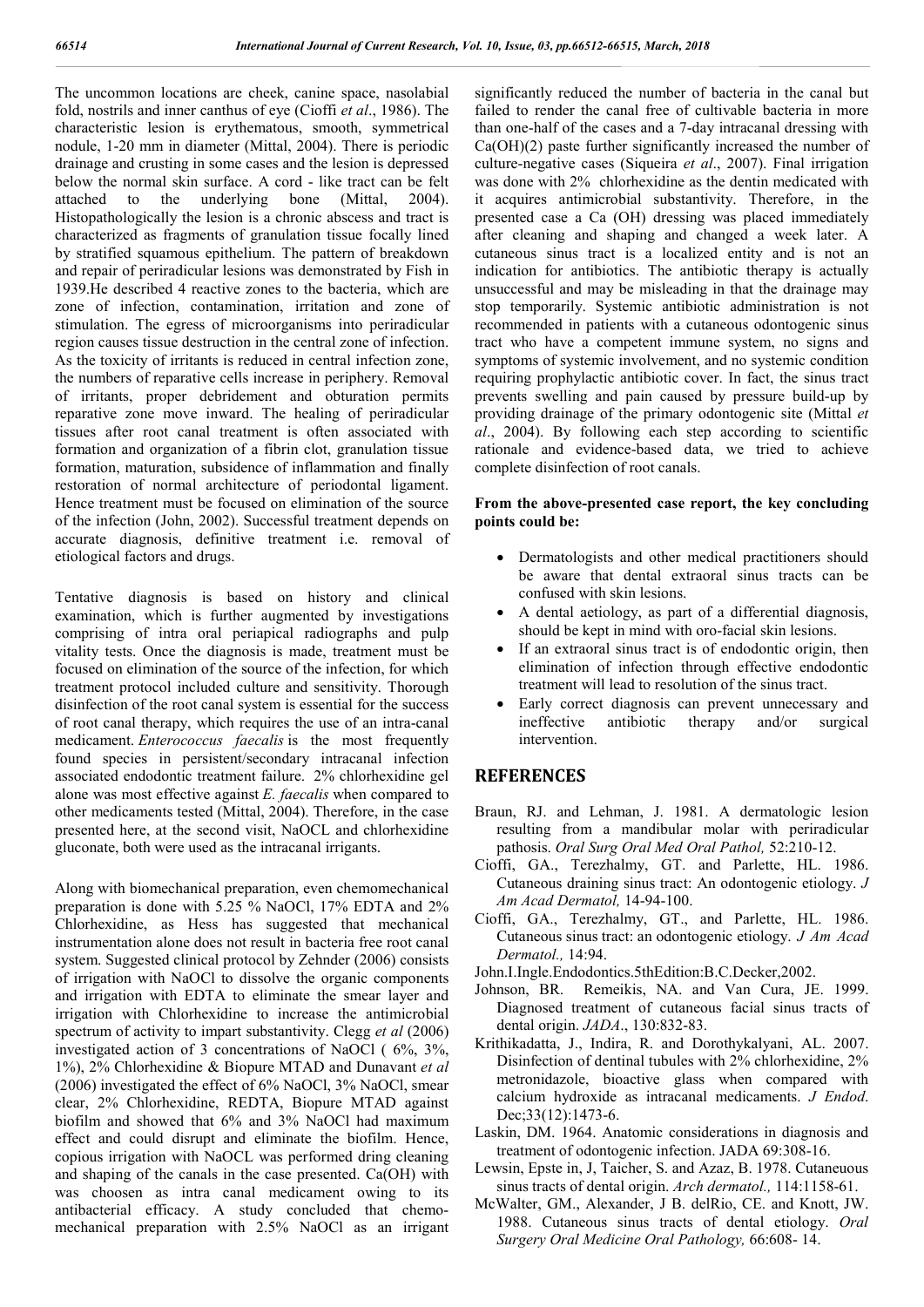The uncommon locations are cheek, canine space, nasolabial fold, nostrils and inner canthus of eye (Cioffi *et al*., 1986). The characteristic lesion is erythematous, smooth, symmetrical nodule, 1-20 mm in diameter (Mittal, 2004). There is periodic drainage and crusting in some cases and the lesion is depressed below the normal skin surface. A cord - like tract can be felt attached to the underlying bone (Mittal, 2004). Histopathologically the lesion is a chronic abscess and tract is characterized as fragments of granulation tissue focally lined by stratified squamous epithelium. The pattern of breakdown and repair of periradicular lesions was demonstrated by Fish in 1939.He described 4 reactive zones to the bacteria, which are zone of infection, contamination, irritation and zone of stimulation. The egress of microorganisms into periradicular region causes tissue destruction in the central zone of infection. As the toxicity of irritants is reduced in central infection zone, the numbers of reparative cells increase in periphery. Removal of irritants, proper debridement and obturation permits reparative zone move inward. The healing of periradicular tissues after root canal treatment is often associated with formation and organization of a fibrin clot, granulation tissue formation, maturation, subsidence of inflammation and finally restoration of normal architecture of periodontal ligament. Hence treatment must be focused on elimination of the source of the infection (John, 2002). Successful treatment depends on accurate diagnosis, definitive treatment i.e. removal of etiological factors and drugs.

Tentative diagnosis is based on history and clinical examination, which is further augmented by investigations comprising of intra oral periapical radiographs and pulp vitality tests. Once the diagnosis is made, treatment must be focused on elimination of the source of the infection, for which treatment protocol included culture and sensitivity. Thorough disinfection of the root canal system is essential for the success of root canal therapy, which requires the use of an intra-canal medicament. *Enterococcus faecalis* is the most frequently found species in persistent/secondary intracanal infection associated endodontic treatment failure. 2% chlorhexidine gel alone was most effective against *E. faecalis* when compared to other medicaments tested (Mittal, 2004). Therefore, in the case presented here, at the second visit, NaOCL and chlorhexidine gluconate, both were used as the intracanal irrigants.

Along with biomechanical preparation, even chemomechanical preparation is done with 5.25 % NaOCl, 17% EDTA and 2% Chlorhexidine, as Hess has suggested that mechanical instrumentation alone does not result in bacteria free root canal system. Suggested clinical protocol by Zehnder (2006) consists of irrigation with NaOCl to dissolve the organic components and irrigation with EDTA to eliminate the smear layer and irrigation with Chlorhexidine to increase the antimicrobial spectrum of activity to impart substantivity. Clegg *et al* (2006) investigated action of 3 concentrations of NaOCl ( 6%, 3%, 1%), 2% Chlorhexidine & Biopure MTAD and Dunavant *et al* (2006) investigated the effect of 6% NaOCl, 3% NaOCl, smear clear, 2% Chlorhexidine, REDTA, Biopure MTAD against biofilm and showed that 6% and 3% NaOCl had maximum effect and could disrupt and eliminate the biofilm. Hence, copious irrigation with NaOCL was performed dring cleaning and shaping of the canals in the case presented. Ca(OH) with was choosen as intra canal medicament owing to its antibacterial efficacy. A study concluded that chemo-mechanical preparation with 2.5% NaOCl as an irrigant significantly reduced the number of bacteria in the canal but failed to render the canal free of cultivable bacteria in more than one-half of the cases and a 7-day intracanal dressing with Ca(OH)(2) paste further significantly increased the number of culture-negative cases (Siqueira *et al*., 2007). Final irrigation was done with 2% chlorhexidine as the dentin medicated with it acquires antimicrobial substantivity. Therefore, in the presented case a Ca (OH) dressing was placed immediately after cleaning and shaping and changed a week later. A cutaneous sinus tract is a localized entity and is not an indication for antibiotics. The antibiotic therapy is actually unsuccessful and may be misleading in that the drainage may stop temporarily. Systemic antibiotic administration is not recommended in patients with a cutaneous odontogenic sinus tract who have a competent immune system, no signs and symptoms of systemic involvement, and no systemic condition requiring prophylactic antibiotic cover. In fact, the sinus tract prevents swelling and pain caused by pressure build-up by providing drainage of the primary odontogenic site (Mittal *et al*., 2004). By following each step according to scientific rationale and evidence-based data, we tried to achieve complete disinfection of root canals.

**From the above-presented case report, the key concluding points could be:**

- Dermatologists and other medical practitioners should be aware that dental extraoral sinus tracts can be confused with skin lesions.
- A dental aetiology, as part of a differential diagnosis, should be kept in mind with oro-facial skin lesions.
- If an extraoral sinus tract is of endodontic origin, then elimination of infection through effective endodontic treatment will lead to resolution of the sinus tract.
- Early correct diagnosis can prevent unnecessary and ineffective antibiotic therapy and/or surgical intervention.

## REFERENCES

Braun, RJ. and Lehman, J. 1981. A dermatologic lesion resulting from a mandibular molar with periradicular pathosis. *Oral Surg Oral Med Oral Pathol,* 52:210-12.

Cioffi, GA., Terezhalmy, GT. and Parlette, HL. 1986. Cutaneous draining sinus tract: An odontogenic etiology. *J Am Acad Dermatol,* 14-94-100.

Cioffi, GA., Terezhalmy, GT., and Parlette, HL. 1986. Cutaneous sinus tract: an odontogenic etiology. *J Am Acad Dermatol.,* 14:94.

John.I.Ingle.Endodontics.5thEdition:B.C.Decker,2002.

Johnson, BR. Remeikis, NA. and Van Cura, JE. 1999. Diagnosed treatment of cutaneous facial sinus tracts of dental origin. *JADA*., 130:832-83.

Krithikadatta, J., Indira, R. and Dorothykalyani, AL. 2007. Disinfection of dentinal tubules with 2% chlorhexidine, 2% metronidazole, bioactive glass when compared with calcium hydroxide as intracanal medicaments. *J Endod*. Dec;33(12):1473-6.

Laskin, DM. 1964. Anatomic considerations in diagnosis and treatment of odontogenic infection. JADA 69:308-16.

Lewsin, Epste in, J, Taicher, S. and Azaz, B. 1978. Cutaneuous sinus tracts of dental origin. *Arch dermatol.,* 114:1158-61.

McWalter, GM., Alexander, J B. delRio, CE. and Knott, JW. 1988. Cutaneous sinus tracts of dental etiology. *Oral Surgery Oral Medicine Oral Pathology,* 66:608- 14.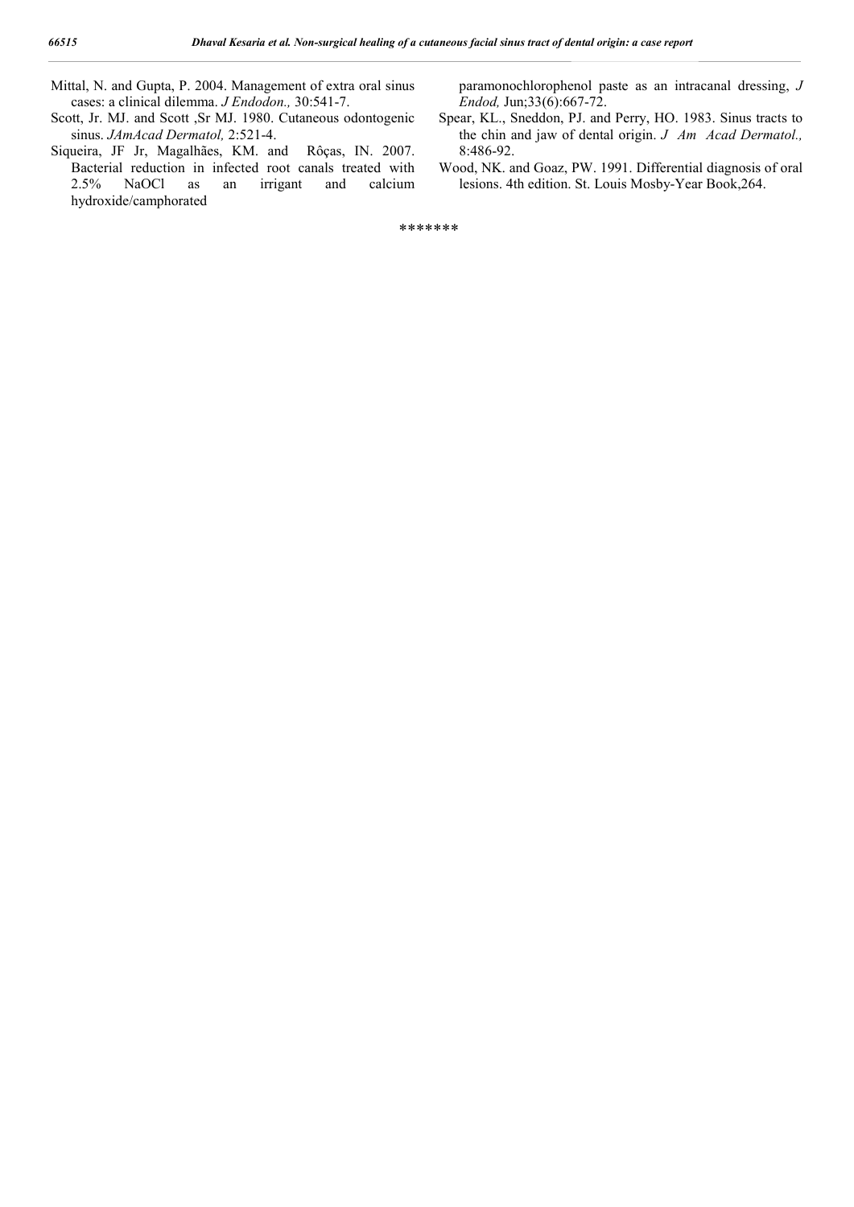Mittal, N. and Gupta, P. 2004. Management of extra oral sinus cases: a clinical dilemma. *J Endodon.,* 30:541-7.

Scott, Jr. MJ. and Scott ,Sr MJ. 1980. Cutaneous odontogenic sinus. *JAmAcad Dermatol,* 2:521-4.

Siqueira, JF Jr, Magalhães, KM. and Rôças, IN. 2007. Bacterial reduction in infected root canals treated with 2.5% NaOCl as an irrigant and calcium hydroxide/camphorated paramonochlorophenol paste as an intracanal dressing, *J Endod,* Jun;33(6):667-72.

Spear, KL., Sneddon, PJ. and Perry, HO. 1983. Sinus tracts to the chin and jaw of dental origin. *J Am Acad Dermatol.,* 8:486-92.

Wood, NK. and Goaz, PW. 1991. Differential diagnosis of oral lesions. 4th edition. St. Louis Mosby-Year Book,264.

*******